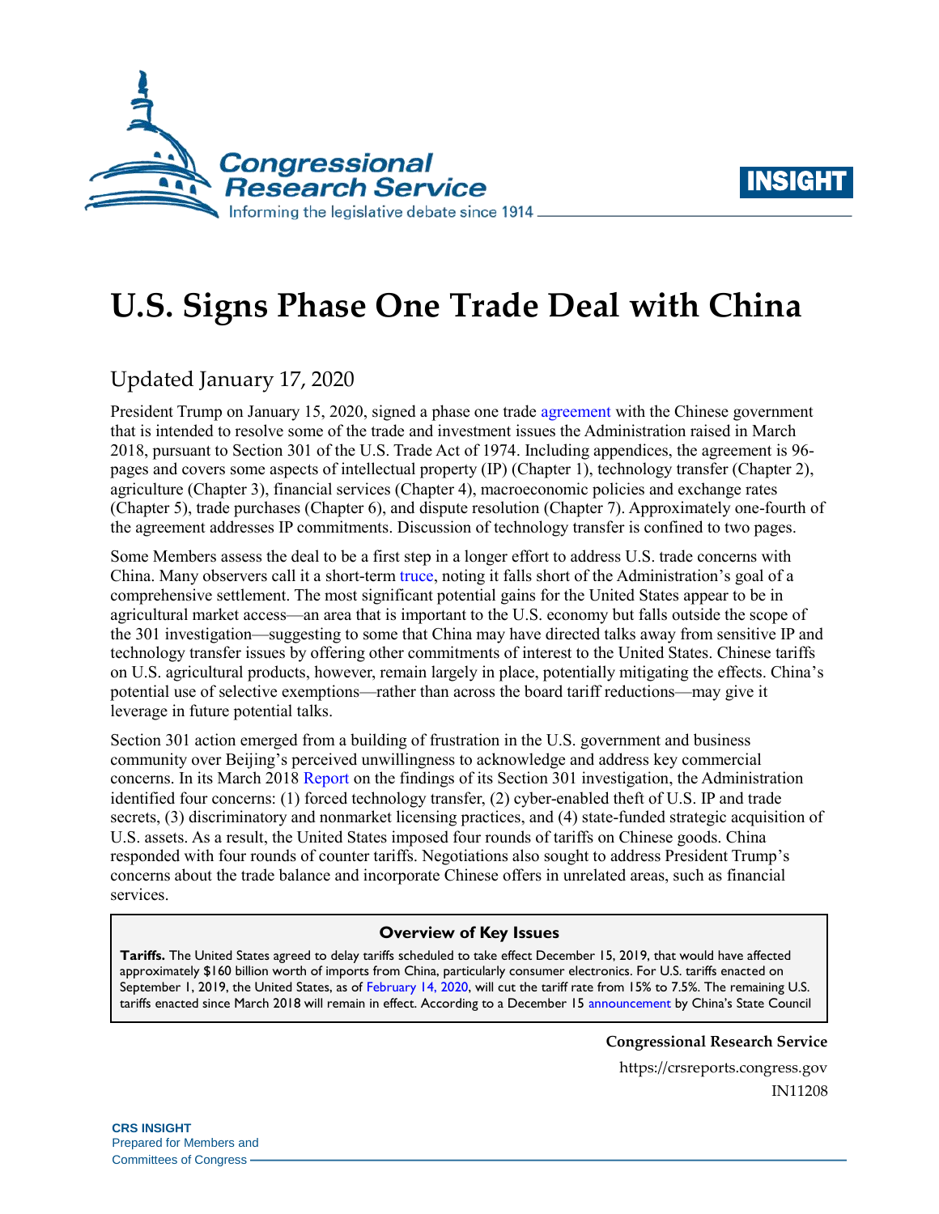# U.S. Signs Phase One Trade Deal with China

Updated January 17, 2020

President Trump on January 15, 2020, signed a phase one trade agreement with the Chinese government that is intended to resolve some of the trade and investment issues the Administration raised in March 2018, pursuant to Section 301 of the U.S. Trade Act of 1974. Including appendices, the agreement is 96-pages and covers some aspects of intellectual property (IP) (Chapter 1), technology transfer (Chapter 2), agriculture (Chapter 3), financial services (Chapter 4), macroeconomic policies and exchange rates (Chapter 5), trade purchases (Chapter 6), and dispute resolution (Chapter 7). Approximately one-fourth of the agreement addresses IP commitments. Discussion of technology transfer is confined to two pages.

Some Members assess the deal to be a first step in a longer effort to address U.S. trade concerns with China. Many observers call it a short-term truce, noting it falls short of the Administration's goal of a comprehensive settlement. The most significant potential gains for the United States appear to be in agricultural market access—an area that is important to the U.S. economy but falls outside the scope of the 301 investigation—suggesting to some that China may have directed talks away from sensitive IP and technology transfer issues by offering other commitments of interest to the United States. Chinese tariffs on U.S. agricultural products, however, remain largely in place, potentially mitigating the effects. China's potential use of selective exemptions—rather than across the board tariff reductions—may give it leverage in future potential talks.

Section 301 action emerged from a building of frustration in the U.S. government and business community over Beijing's perceived unwillingness to acknowledge and address key commercial concerns. In its March 2018 Report on the findings of its Section 301 investigation, the Administration identified four concerns: (1) forced technology transfer, (2) cyber-enabled theft of U.S. IP and trade secrets, (3) discriminatory and nonmarket licensing practices, and (4) state-funded strategic acquisition of U.S. assets. As a result, the United States imposed four rounds of tariffs on Chinese goods. China responded with four rounds of counter tariffs. Negotiations also sought to address President Trump's concerns about the trade balance and incorporate Chinese offers in unrelated areas, such as financial services.

**Overview of Key Issues**

**Tariffs.** The United States agreed to delay tariffs scheduled to take effect December 15, 2019, that would have affected approximately $160 billion worth of imports from China, particularly consumer electronics. For U.S. tariffs enacted on September 1, 2019, the United States, as of February 14, 2020, will cut the tariff rate from 15% to 7.5%. The remaining U.S. tariffs enacted since March 2018 will remain in effect. According to a December 15 announcement by China's State Council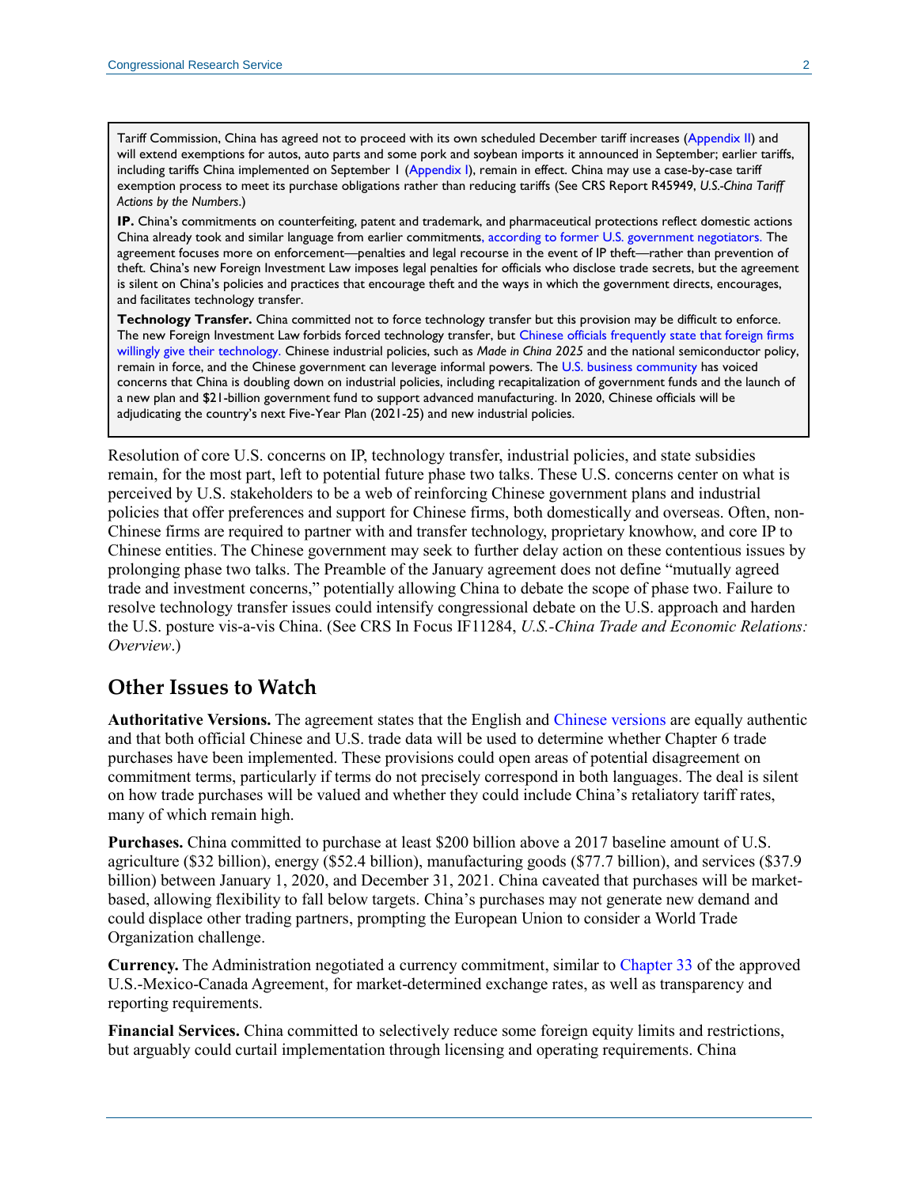Tariff Commission, China has agreed not to proceed with its own scheduled December tariff increases (Appendix II) and will extend exemptions for autos, auto parts and some pork and soybean imports it announced in September; earlier tariffs, including tariffs China implemented on September 1 (Appendix I), remain in effect. China may use a case-by-case tariff exemption process to meet its purchase obligations rather than reducing tariffs (See CRS Report R45949, *U.S.-China Tariff Actions by the Numbers*.)

**IP.** China's commitments on counterfeiting, patent and trademark, and pharmaceutical protections reflect domestic actions China already took and similar language from earlier commitments, according to former U.S. government negotiators. The agreement focuses more on enforcement—penalties and legal recourse in the event of IP theft—rather than prevention of theft. China's new Foreign Investment Law imposes legal penalties for officials who disclose trade secrets, but the agreement is silent on China's policies and practices that encourage theft and the ways in which the government directs, encourages, and facilitates technology transfer.

**Technology Transfer.** China committed not to force technology transfer but this provision may be difficult to enforce. The new Foreign Investment Law forbids forced technology transfer, but Chinese officials frequently state that foreign firms willingly give their technology. Chinese industrial policies, such as *Made in China 2025* and the national semiconductor policy, remain in force, and the Chinese government can leverage informal powers. The U.S. business community has voiced concerns that China is doubling down on industrial policies, including recapitalization of government funds and the launch of a new plan and $21-billion government fund to support advanced manufacturing. In 2020, Chinese officials will be adjudicating the country's next Five-Year Plan (2021-25) and new industrial policies.

Resolution of core U.S. concerns on IP, technology transfer, industrial policies, and state subsidies remain, for the most part, left to potential future phase two talks. These U.S. concerns center on what is perceived by U.S. stakeholders to be a web of reinforcing Chinese government plans and industrial policies that offer preferences and support for Chinese firms, both domestically and overseas. Often, non-Chinese firms are required to partner with and transfer technology, proprietary knowhow, and core IP to Chinese entities. The Chinese government may seek to further delay action on these contentious issues by prolonging phase two talks. The Preamble of the January agreement does not define "mutually agreed trade and investment concerns," potentially allowing China to debate the scope of phase two. Failure to resolve technology transfer issues could intensify congressional debate on the U.S. approach and harden the U.S. posture vis-a-vis China. (See CRS In Focus IF11284, *U.S.-China Trade and Economic Relations: Overview*.)

## Other Issues to Watch

**Authoritative Versions.** The agreement states that the English and Chinese versions are equally authentic and that both official Chinese and U.S. trade data will be used to determine whether Chapter 6 trade purchases have been implemented. These provisions could open areas of potential disagreement on commitment terms, particularly if terms do not precisely correspond in both languages. The deal is silent on how trade purchases will be valued and whether they could include China's retaliatory tariff rates, many of which remain high.

**Purchases.** China committed to purchase at least $200 billion above a 2017 baseline amount of U.S. agriculture ($32 billion), energy ($52.4 billion), manufacturing goods ($77.7 billion), and services ($37.9 billion) between January 1, 2020, and December 31, 2021. China caveated that purchases will be market-based, allowing flexibility to fall below targets. China's purchases may not generate new demand and could displace other trading partners, prompting the European Union to consider a World Trade Organization challenge.

**Currency.** The Administration negotiated a currency commitment, similar to Chapter 33 of the approved U.S.-Mexico-Canada Agreement, for market-determined exchange rates, as well as transparency and reporting requirements.

**Financial Services.** China committed to selectively reduce some foreign equity limits and restrictions, but arguably could curtail implementation through licensing and operating requirements. China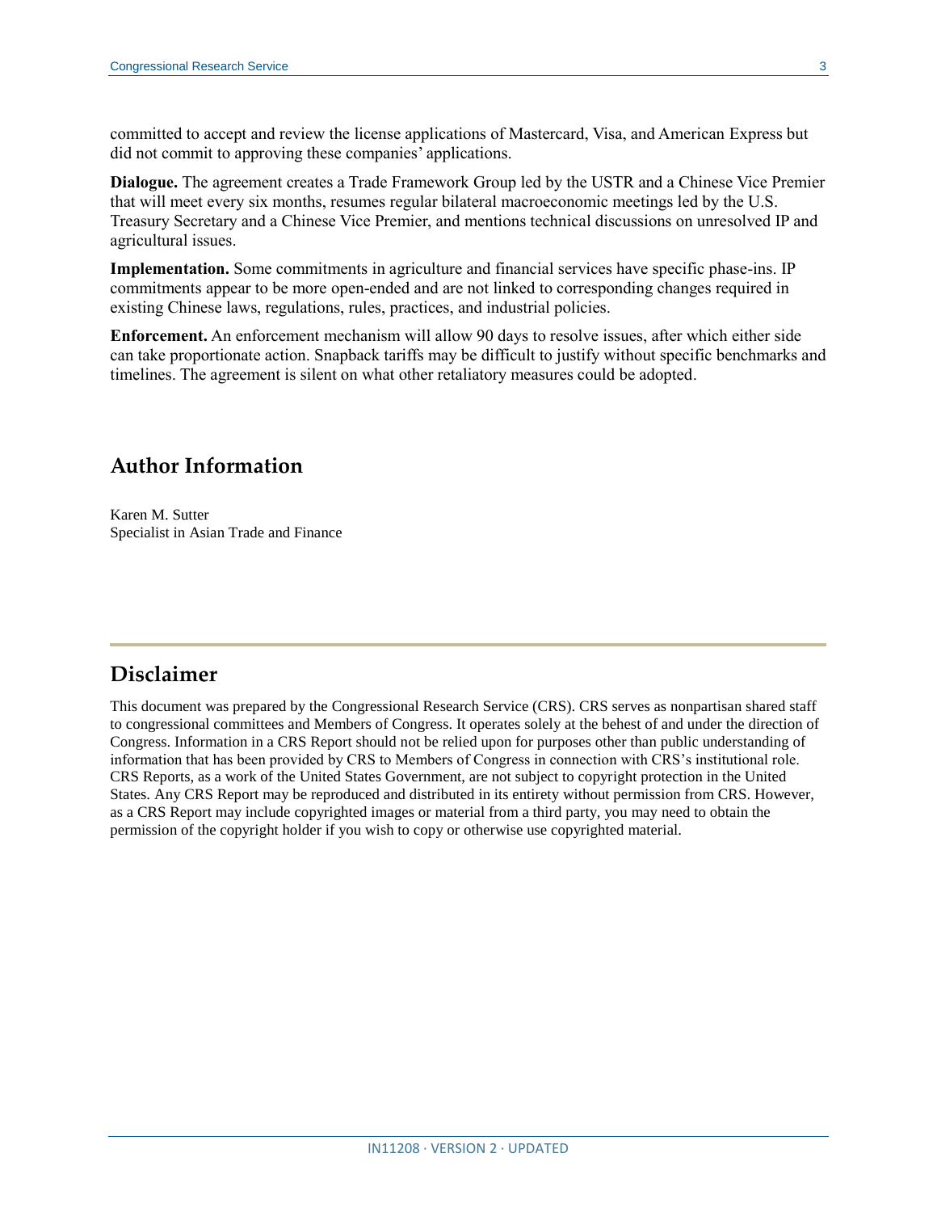committed to accept and review the license applications of Mastercard, Visa, and American Express but did not commit to approving these companies' applications.

**Dialogue.** The agreement creates a Trade Framework Group led by the USTR and a Chinese Vice Premier that will meet every six months, resumes regular bilateral macroeconomic meetings led by the U.S. Treasury Secretary and a Chinese Vice Premier, and mentions technical discussions on unresolved IP and agricultural issues.

**Implementation.** Some commitments in agriculture and financial services have specific phase-ins. IP commitments appear to be more open-ended and are not linked to corresponding changes required in existing Chinese laws, regulations, rules, practices, and industrial policies.

**Enforcement.** An enforcement mechanism will allow 90 days to resolve issues, after which either side can take proportionate action. Snapback tariffs may be difficult to justify without specific benchmarks and timelines. The agreement is silent on what other retaliatory measures could be adopted.

## Author Information

Karen M. Sutter
Specialist in Asian Trade and Finance

## Disclaimer

This document was prepared by the Congressional Research Service (CRS). CRS serves as nonpartisan shared staff to congressional committees and Members of Congress. It operates solely at the behest of and under the direction of Congress. Information in a CRS Report should not be relied upon for purposes other than public understanding of information that has been provided by CRS to Members of Congress in connection with CRS's institutional role. CRS Reports, as a work of the United States Government, are not subject to copyright protection in the United States. Any CRS Report may be reproduced and distributed in its entirety without permission from CRS. However, as a CRS Report may include copyrighted images or material from a third party, you may need to obtain the permission of the copyright holder if you wish to copy or otherwise use copyrighted material.